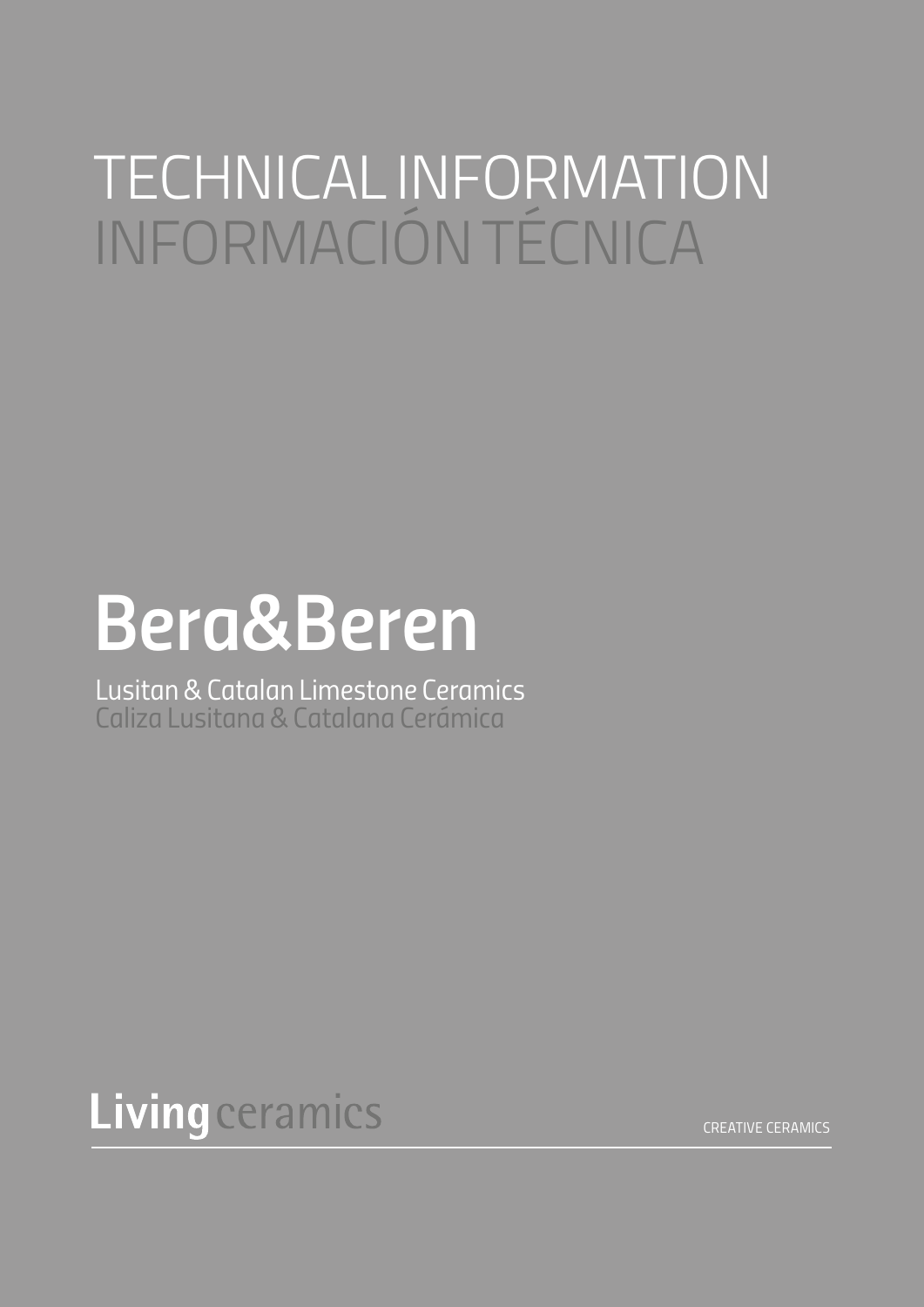# TECHNICAL INFORMATION
# INFORMACIÓN TÉCNICA

## Bera&Beren

Lusitan & Catalan Limestone Ceramics
Caliza Lusitana & Catalana Cerámica

**Living** ceramics

CREATIVE CERAMICS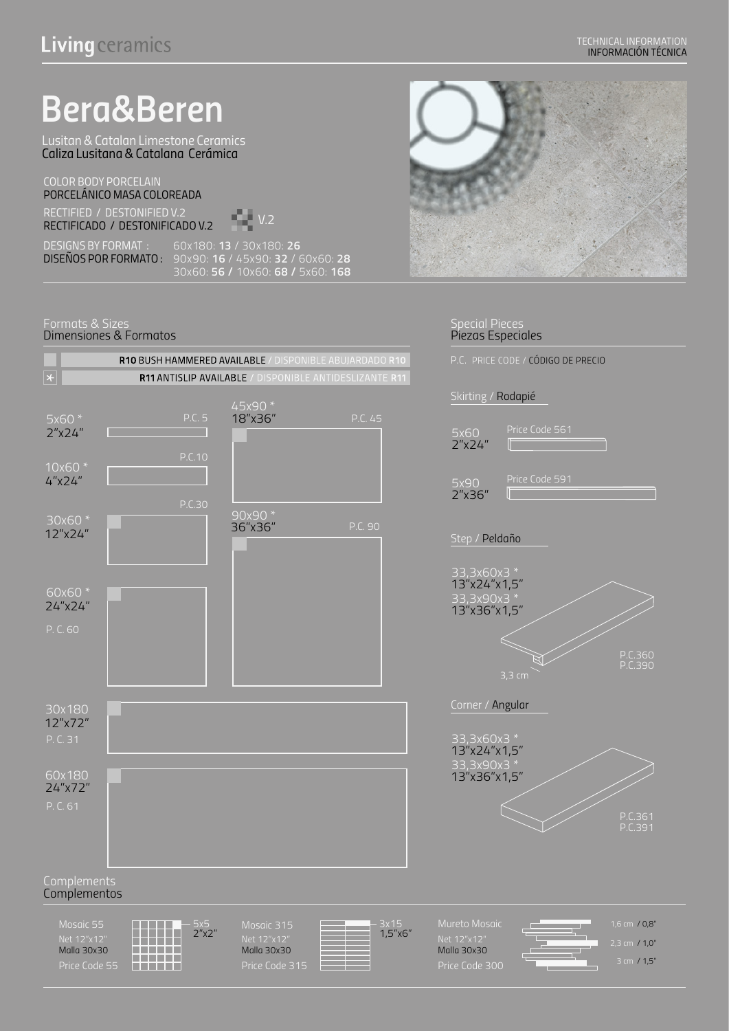# Bera&Beren

Lusitan & Catalan Limestone Ceramics
Caliza Lusitana & Catalana Cerámica

COLOR BODY PORCELAIN
PORCELÁNICO MASA COLOREADA

RECTIFIED / DESTONIFIED V.2
RECTIFICADO / DESTONIFICADO V.2 — V.2

DESIGNS BY FORMAT :
DISEÑOS POR FORMATO : 60x180: **13** / 30x180: **26**
90x90: **16** / 45x90: **32** / 60x60: **28**
30x60: **56** / 10x60: **68** / 5x60: **168**

## Formats & Sizes
Dimensiones & Formatos

**R10** BUSH HAMMERED AVAILABLE / DISPONIBLE ABUJARDADO **R10**

**R11** ANTISLIP AVAILABLE / DISPONIBLE ANTIDESLIZANTE **R11**

| Format | Inches | Price Code |
|---|---|---|
| 5x60 * | 2"x24" | P.C. 5 |
| 10x60 * | 4"x24" | P.C.10 |
| 30x60 * | 12"x24" | P.C.30 |
| 60x60 * | 24"x24" | P. C. 60 |
| 45x90 * | 18"x36" | P.C. 45 |
| 90x90 * | 36"x36" | P.C. 90 |
| 30x180 | 12"x72" | P. C. 31 |
| 60x180 | 24"x72" | P. C. 61 |

## Special Pieces
Piezas Especiales

P.C. PRICE CODE / CÓDIGO DE PRECIO

### Skirting / Rodapié

| Format | Inches | Price Code |
|---|---|---|
| 5x60 | 2"x24" | Price Code 561 |
| 5x90 | 2"x36" | Price Code 591 |

### Step / Peldaño

33,3x60x3 * 13"x24"x1,5"
33,3x90x3 * 13"x36"x1,5"

3,3 cm

P.C.360
P.C.390

### Corner / Angular

33,3x60x3 * 13"x24"x1,5"
33,3x90x3 * 13"x36"x1,5"

P.C.361
P.C.391

## Complements
Complementos

| Mosaic 55 | Mosaic 315 | Mureto Mosaic |
|---|---|---|
| Net 12"x12" | Net 12"x12" | Net 12"x12" |
| Malla 30x30 | Malla 30x30 | Malla 30x30 |
| Price Code 55 | Price Code 315 | Price Code 300 |
| 5x5 2"x2" | 3x15 1,5"x6" | 1,6 cm / 0,8" · 2,3 cm / 1,0" · 3 cm / 1,5" |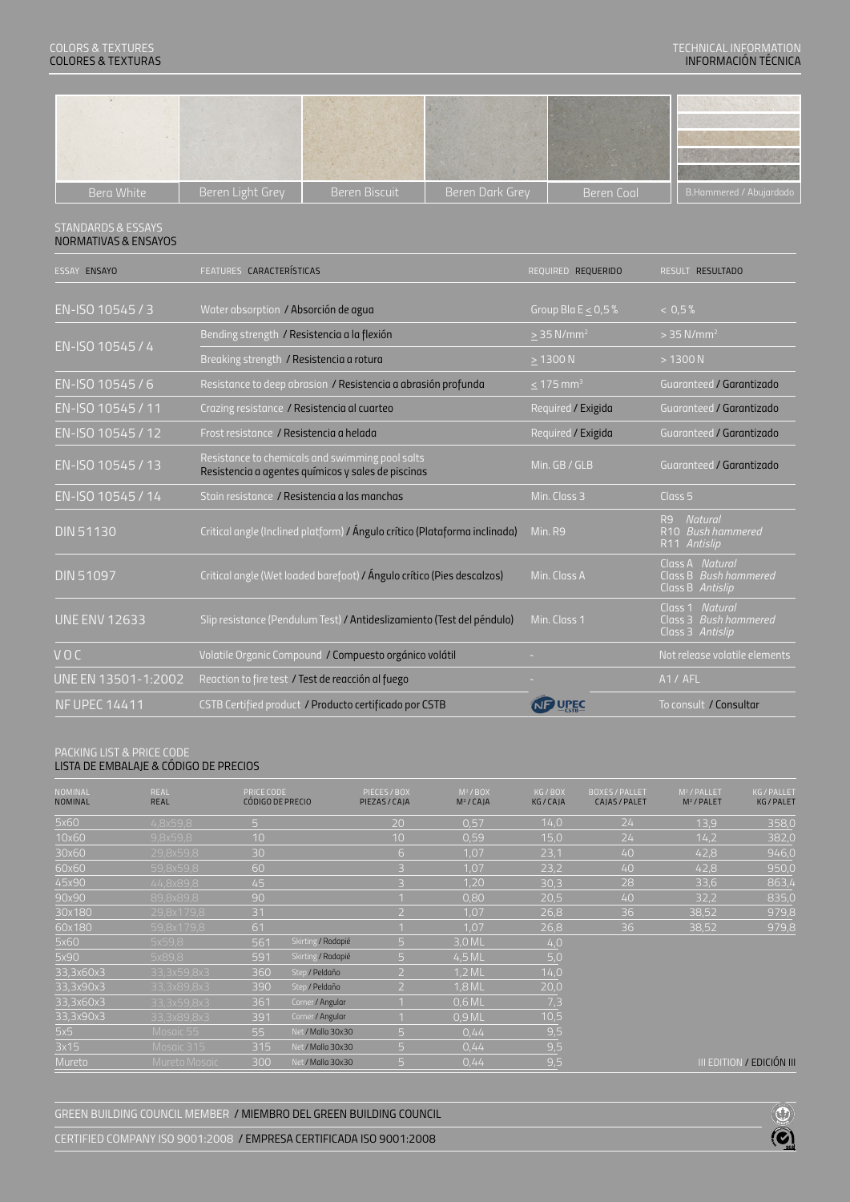COLORS & TEXTURES
COLORES & TEXTURAS

TECHNICAL INFORMATION
INFORMACIÓN TÉCNICA

Bera White | Beren Light Grey | Beren Biscuit | Beren Dark Grey | Beren Coal | B.Hammered / Abujardado

## STANDARDS & ESSAYS
## NORMATIVAS & ENSAYOS

| ESSAY / ENSAYO | FEATURES / CARACTERÍSTICAS | REQUIRED / REQUERIDO | RESULT / RESULTADO |
|---|---|---|---|
| EN-ISO 10545 / 3 | Water absorption / Absorción de agua | Group BIa E ≤ 0,5 % | < 0,5 % |
| EN-ISO 10545 / 4 | Bending strength / Resistencia a la flexión | ≥ 35 N/mm² | > 35 N/mm² |
| | Breaking strength / Resistencia a rotura | ≥ 1300 N | > 1300 N |
| EN-ISO 10545 / 6 | Resistance to deep abrasion / Resistencia a abrasión profunda | ≤ 175 mm³ | Guaranteed / Garantizado |
| EN-ISO 10545 / 11 | Crazing resistance / Resistencia al cuarteo | Required / Exigida | Guaranteed / Garantizado |
| EN-ISO 10545 / 12 | Frost resistance / Resistencia a helada | Required / Exigida | Guaranteed / Garantizado |
| EN-ISO 10545 / 13 | Resistance to chemicals and swimming pool salts<br>Resistencia a agentes químicos y sales de piscinas | Min. GB / GLB | Guaranteed / Garantizado |
| EN-ISO 10545 / 14 | Stain resistance / Resistencia a las manchas | Min. Class 3 | Class 5 |
| DIN 51130 | Critical angle (Inclined platform) / Ángulo crítico (Plataforma inclinada) | Min. R9 | R9 *Natural*<br>R10 *Bush hammered*<br>R11 *Antislip* |
| DIN 51097 | Critical angle (Wet loaded barefoot) / Ángulo crítico (Pies descalzos) | Min. Class A | Class A *Natural*<br>Class B *Bush hammered*<br>Class B *Antislip* |
| UNE ENV 12633 | Slip resistance (Pendulum Test) / Antideslizamiento (Test del péndulo) | Min. Class 1 | Class 1 *Natural*<br>Class 3 *Bush hammered*<br>Class 3 *Antislip* |
| VOC | Volatile Organic Compound / Compuesto orgánico volátil | - | Not release volatile elements |
| UNE EN 13501-1:2002 | Reaction to fire test / Test de reacción al fuego | - | A1 / AFL |
| NF UPEC 14411 | CSTB Certified product / Producto certificado por CSTB | NF UPEC CSTB | To consult / Consultar |

## PACKING LIST & PRICE CODE
## LISTA DE EMBALAJE & CÓDIGO DE PRECIOS

| NOMINAL<br>NOMINAL | REAL<br>REAL | PRICE CODE<br>CÓDIGO DE PRECIO | | PIECES / BOX<br>PIEZAS / CAJA | M² / BOX<br>M² / CAJA | KG / BOX<br>KG / CAJA | BOXES / PALLET<br>CAJAS / PALET | M² / PALLET<br>M² / PALET | KG / PALLET<br>KG / PALET |
|---|---|---|---|---|---|---|---|---|---|
| 5x60 | 4,8x59,8 | 5 | | 20 | 0,57 | 14,0 | 24 | 13,9 | 358,0 |
| 10x60 | 9,8x59,8 | 10 | | 10 | 0,59 | 15,0 | 24 | 14,2 | 382,0 |
| 30x60 | 29,8x59,8 | 30 | | 6 | 1,07 | 23,1 | 40 | 42,8 | 946,0 |
| 60x60 | 59,8x59,8 | 60 | | 3 | 1,07 | 23,2 | 40 | 42,8 | 950,0 |
| 45x90 | 44,8x89,8 | 45 | | 3 | 1,20 | 30,3 | 28 | 33,6 | 863,4 |
| 90x90 | 89,8x89,8 | 90 | | 1 | 0,80 | 20,5 | 40 | 32,2 | 835,0 |
| 30x180 | 29,8x179,8 | 31 | | 2 | 1,07 | 26,8 | 36 | 38,52 | 979,8 |
| 60x180 | 59,8x179,8 | 61 | | 1 | 1,07 | 26,8 | 36 | 38,52 | 979,8 |
| 5x60 | 5x59,8 | 561 | Skirting / Rodapié | 5 | 3,0 ML | 4,0 | | | |
| 5x90 | 5x89,8 | 591 | Skirting / Rodapié | 5 | 4,5 ML | 5,0 | | | |
| 33,3x60x3 | 33,3x59,8x3 | 360 | Step / Peldaño | 2 | 1,2 ML | 14,0 | | | |
| 33,3x90x3 | 33,3x89,8x3 | 390 | Step / Peldaño | 2 | 1,8 ML | 20,0 | | | |
| 33,3x60x3 | 33,3x59,8x3 | 361 | Corner / Angular | 1 | 0,6 ML | 7,3 | | | |
| 33,3x90x3 | 33,3x89,8x3 | 391 | Corner / Angular | 1 | 0,9 ML | 10,5 | | | |
| 5x5 | Mosaic 55 | 55 | Net / Malla 30x30 | 5 | 0,44 | 9,5 | | | |
| 3x15 | Mosaic 315 | 315 | Net / Malla 30x30 | 5 | 0,44 | 9,5 | | | |
| Mureto | Mureto Mosaic | 300 | Net / Malla 30x30 | 5 | 0,44 | 9,5 | | | |

III EDITION / EDICIÓN III

GREEN BUILDING COUNCIL MEMBER / MIEMBRO DEL GREEN BUILDING COUNCIL

CERTIFIED COMPANY ISO 9001:2008 / EMPRESA CERTIFICADA ISO 9001:2008